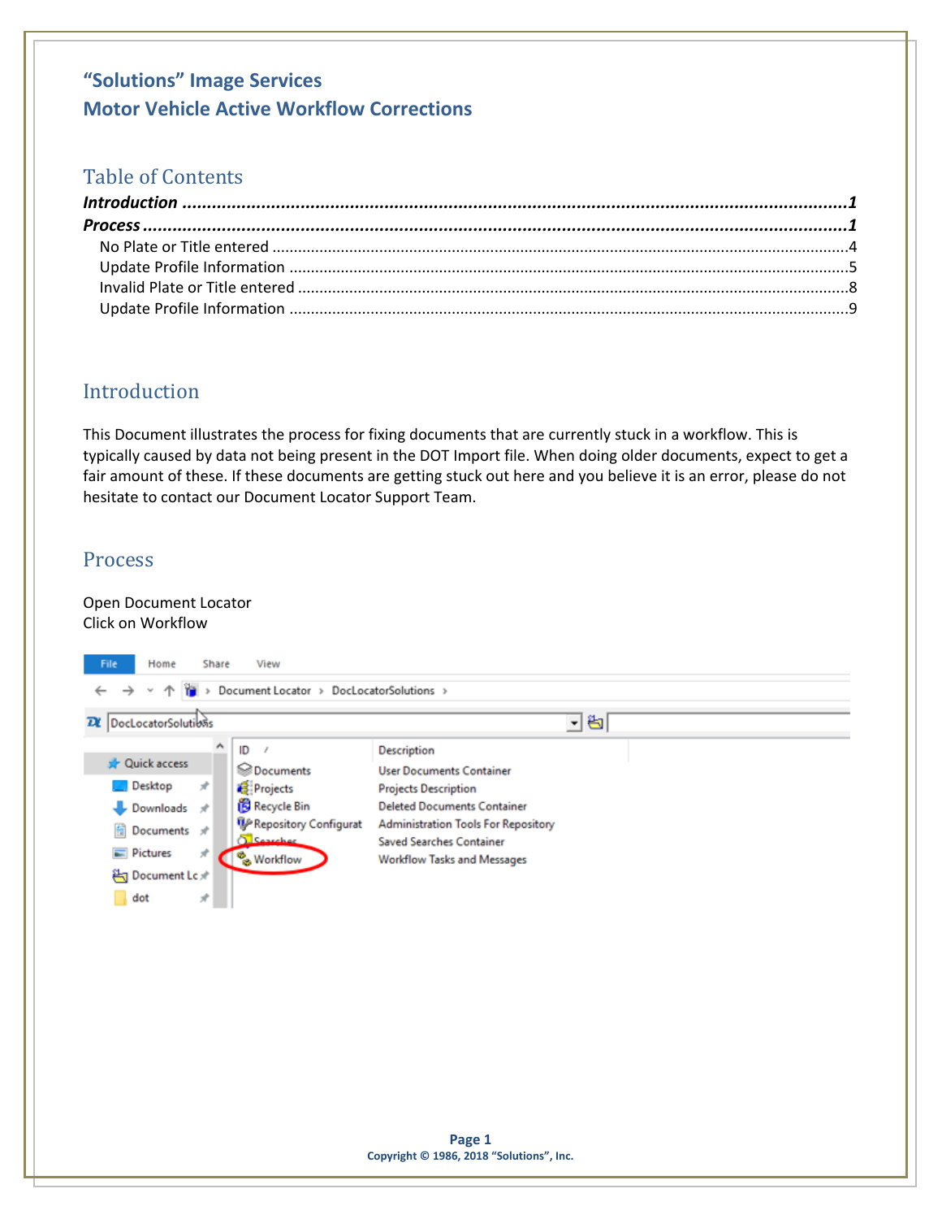# "Solutions" Image Services
# Motor Vehicle Active Workflow Corrections

## Table of Contents

***Introduction*** .......................................................................................................... ***1***
***Process*** .................................................................................................................. ***1***
- No Plate or Title entered ........................................................................................ 4
- Update Profile Information ...................................................................................... 5
- Invalid Plate or Title entered ................................................................................... 8
- Update Profile Information ...................................................................................... 9

## Introduction

This Document illustrates the process for fixing documents that are currently stuck in a workflow. This is typically caused by data not being present in the DOT Import file. When doing older documents, expect to get a fair amount of these. If these documents are getting stuck out here and you believe it is an error, please do not hesitate to contact our Document Locator Support Team.

## Process

Open Document Locator
Click on Workflow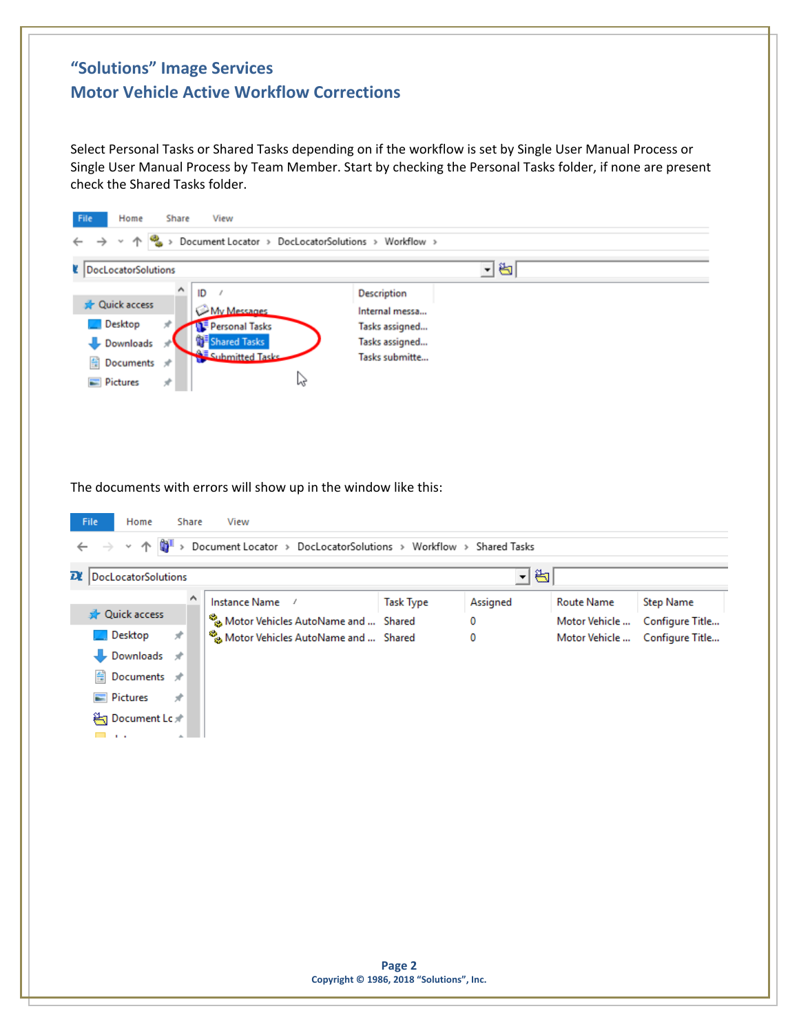# "Solutions" Image Services
## Motor Vehicle Active Workflow Corrections

Select Personal Tasks or Shared Tasks depending on if the workflow is set by Single User Manual Process or Single User Manual Process by Team Member. Start by checking the Personal Tasks folder, if none are present check the Shared Tasks folder.

The documents with errors will show up in the window like this: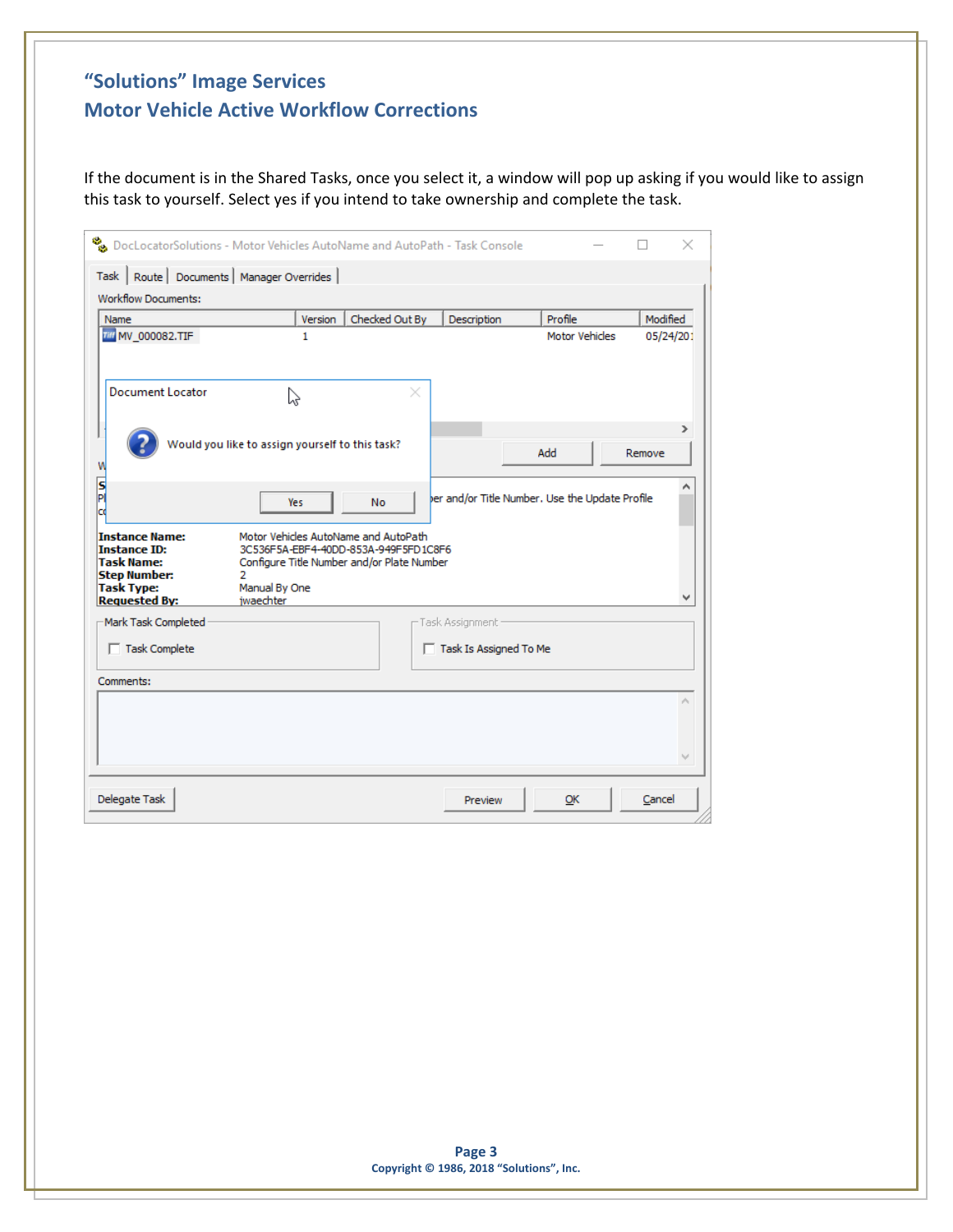# "Solutions" Image Services
## Motor Vehicle Active Workflow Corrections

If the document is in the Shared Tasks, once you select it, a window will pop up asking if you would like to assign this task to yourself. Select yes if you intend to take ownership and complete the task.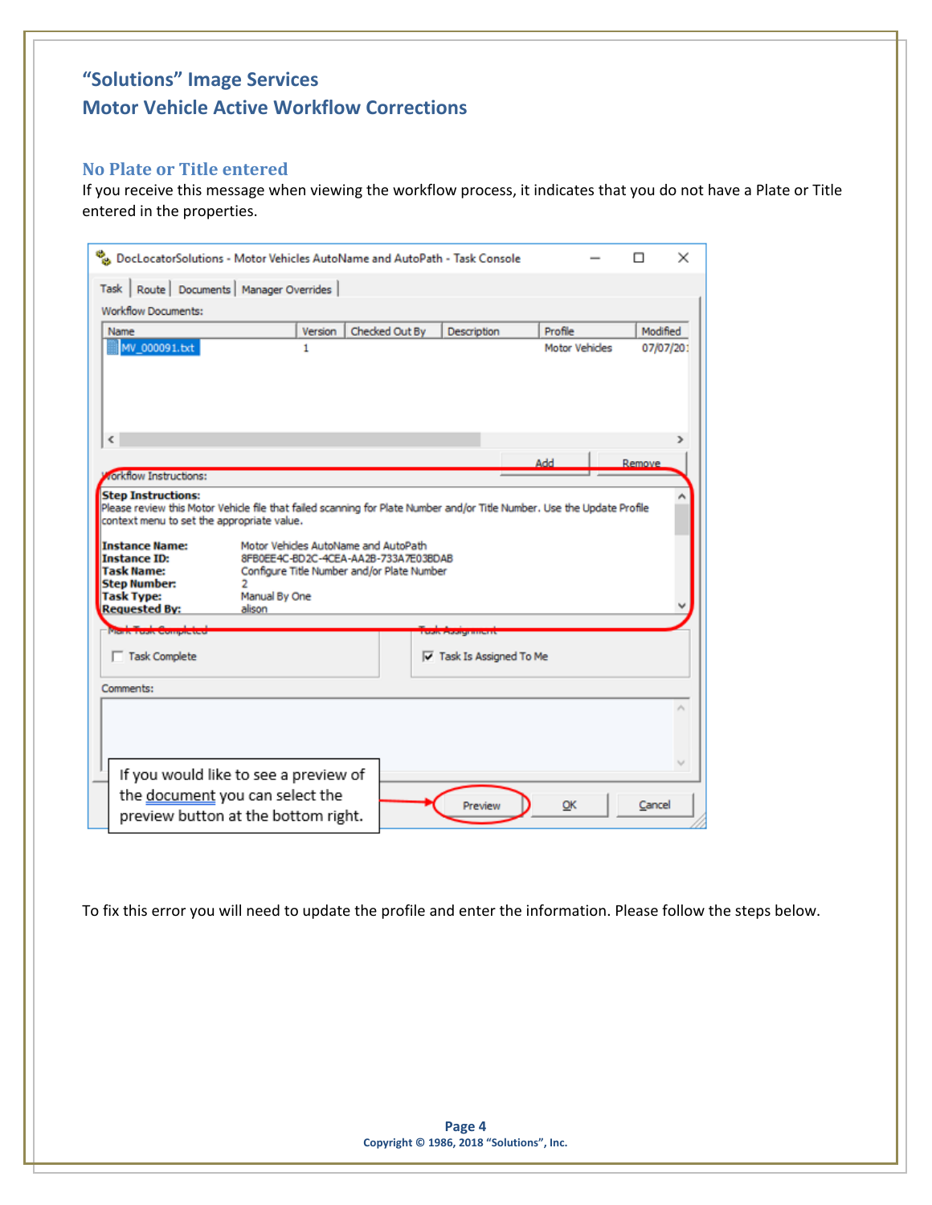# "Solutions" Image Services

# Motor Vehicle Active Workflow Corrections

## No Plate or Title entered

If you receive this message when viewing the workflow process, it indicates that you do not have a Plate or Title entered in the properties.

DocLocatorSolutions - Motor Vehicles AutoName and AutoPath - Task Console

Task | Route | Documents | Manager Overrides

Workflow Documents:

| Name | Version | Checked Out By | Description | Profile | Modified |
|---|---|---|---|---|---|
| MV_000091.txt | 1 | | | Motor Vehicles | 07/07/20 |

Add | Remove

Workflow Instructions:

**Step Instructions:**
Please review this Motor Vehicle file that failed scanning for Plate Number and/or Title Number. Use the Update Profile context menu to set the appropriate value.

**Instance Name:** Motor Vehicles AutoName and AutoPath
**Instance ID:** 8FB0EE4C-BD2C-4CEA-AA2B-733A7E03BDAB
**Task Name:** Configure Title Number and/or Plate Number
**Step Number:** 2
**Task Type:** Manual By One
**Requested By:** alison

Mark Task Completed: Task Complete

Task Assignment: Task Is Assigned To Me

Comments:

If you would like to see a preview of the document you can select the preview button at the bottom right.

Preview | OK | Cancel

To fix this error you will need to update the profile and enter the information. Please follow the steps below.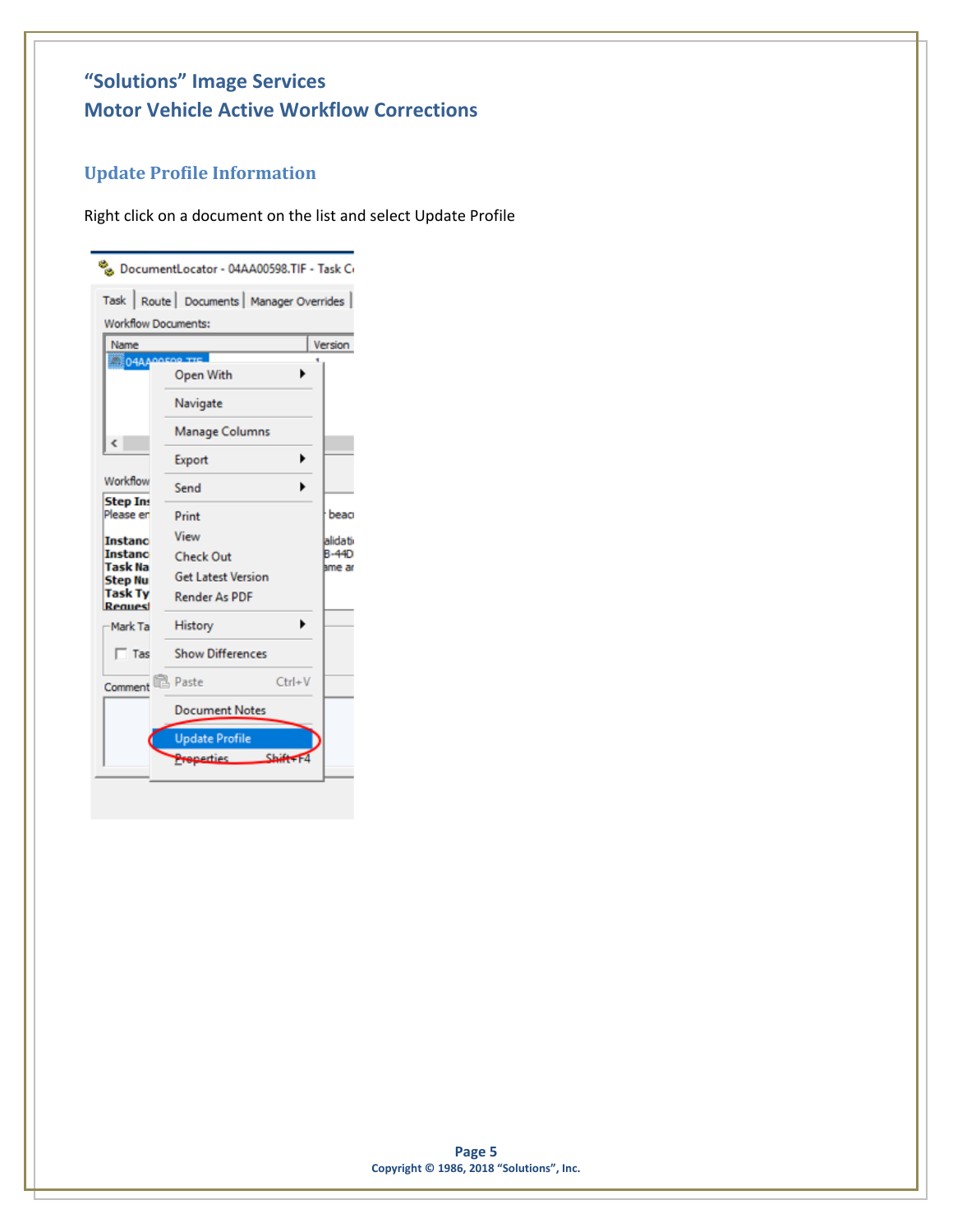## "Solutions" Image Services
## Motor Vehicle Active Workflow Corrections

### Update Profile Information

Right click on a document on the list and select Update Profile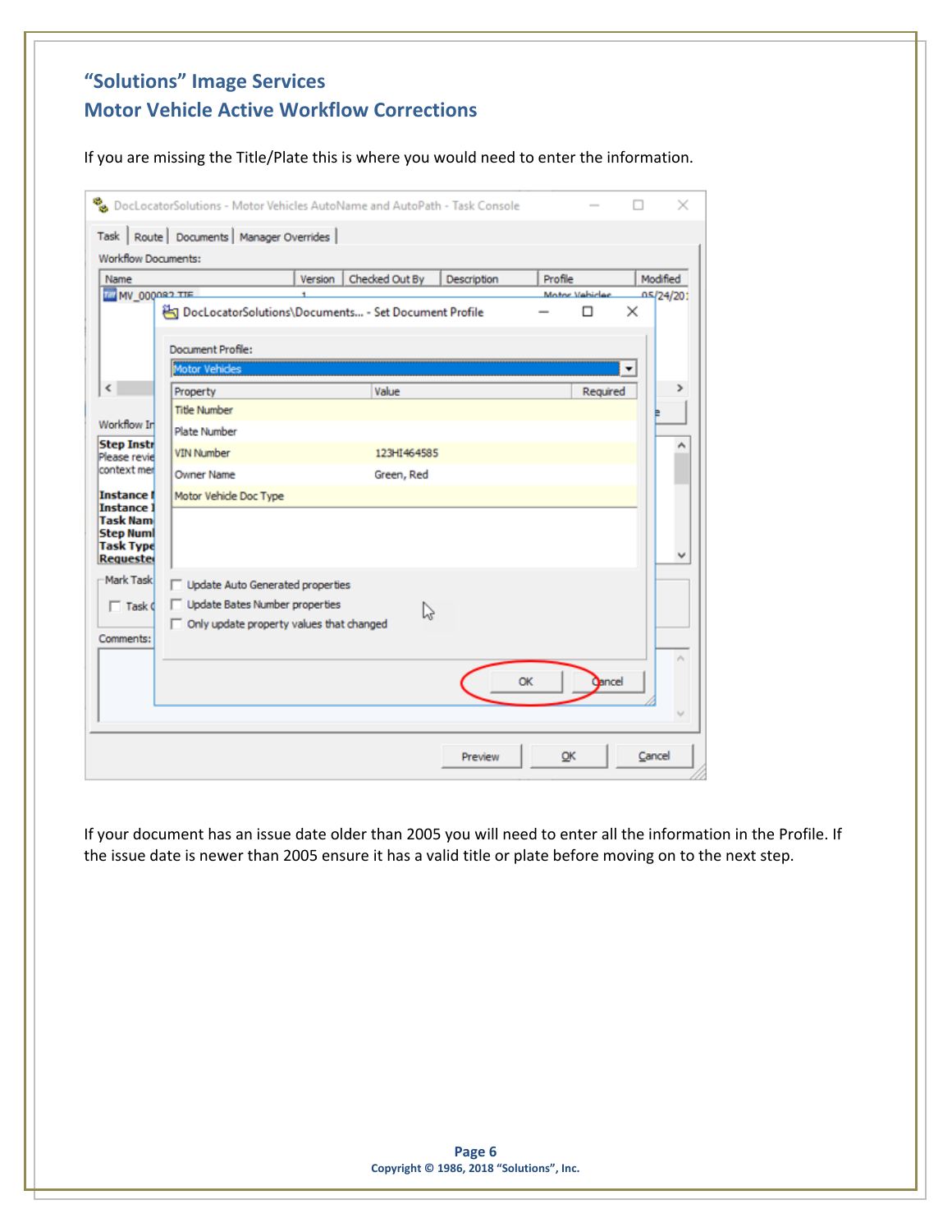## "Solutions" Image Services
## Motor Vehicle Active Workflow Corrections

If you are missing the Title/Plate this is where you would need to enter the information.

If your document has an issue date older than 2005 you will need to enter all the information in the Profile. If the issue date is newer than 2005 ensure it has a valid title or plate before moving on to the next step.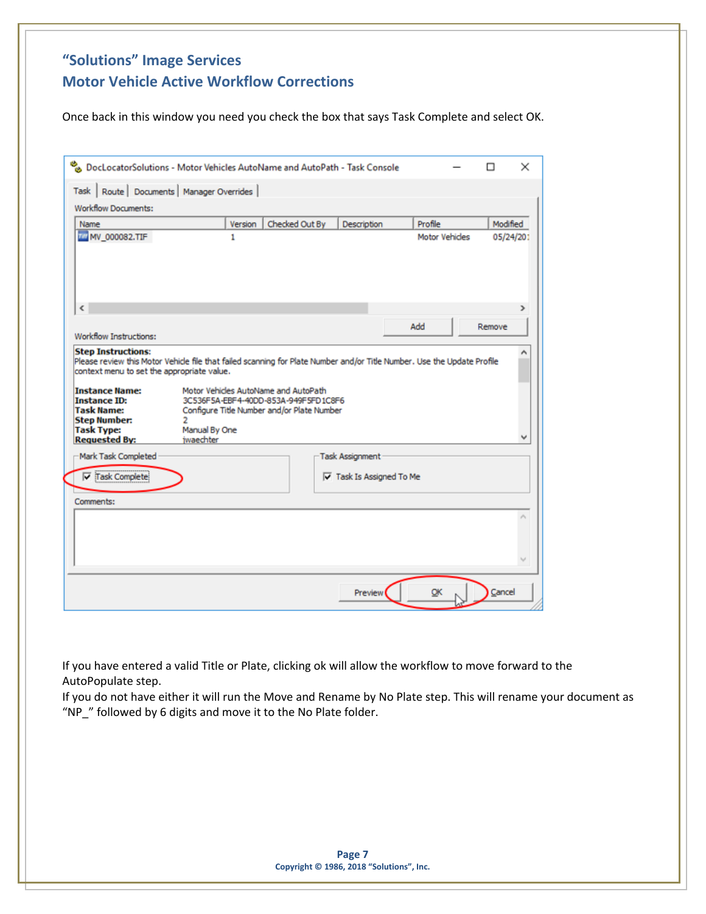## "Solutions" Image Services
## Motor Vehicle Active Workflow Corrections

Once back in this window you need you check the box that says Task Complete and select OK.

If you have entered a valid Title or Plate, clicking ok will allow the workflow to move forward to the AutoPopulate step.
If you do not have either it will run the Move and Rename by No Plate step. This will rename your document as "NP_" followed by 6 digits and move it to the No Plate folder.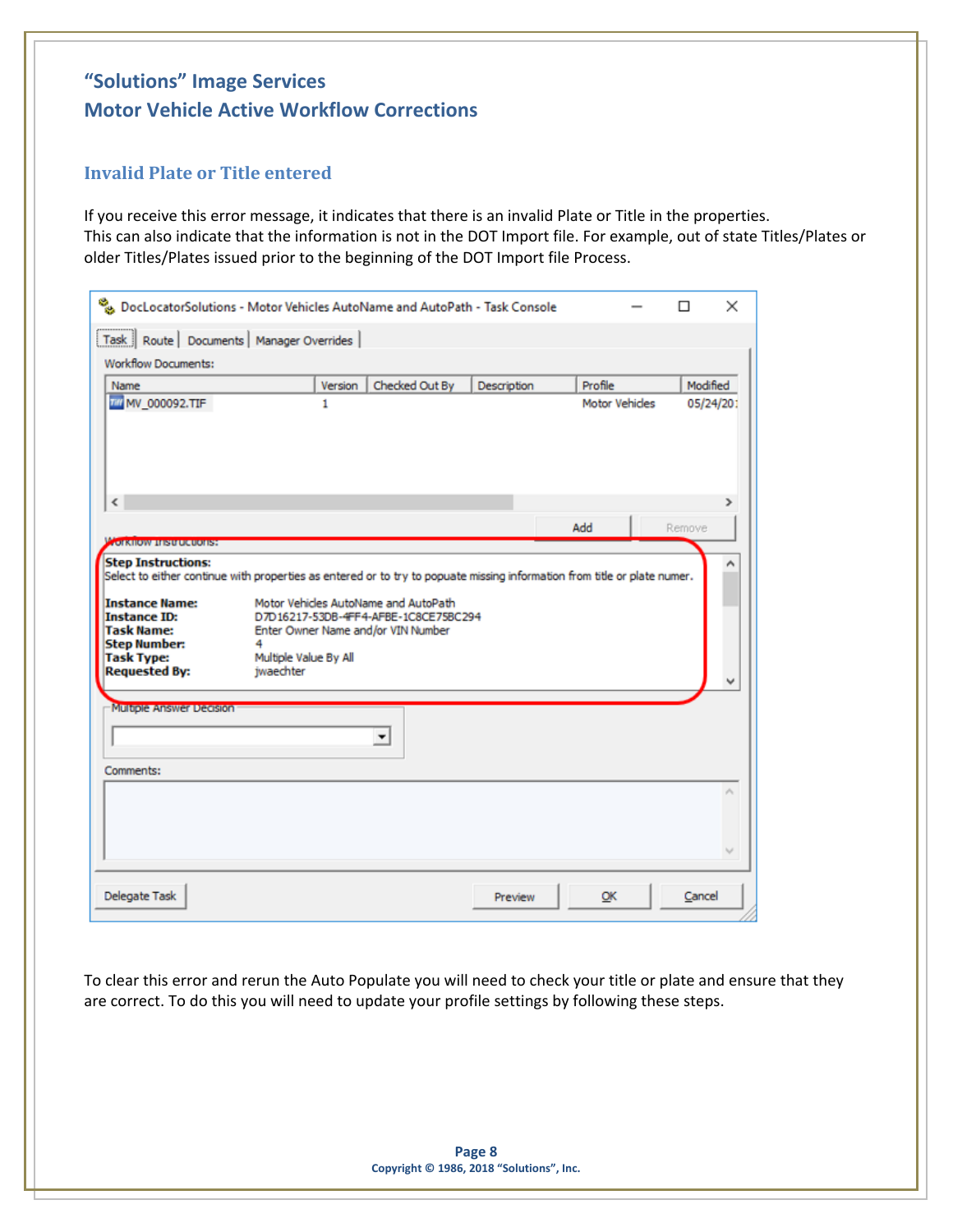# "Solutions" Image Services

# Motor Vehicle Active Workflow Corrections

## Invalid Plate or Title entered

If you receive this error message, it indicates that there is an invalid Plate or Title in the properties. This can also indicate that the information is not in the DOT Import file. For example, out of state Titles/Plates or older Titles/Plates issued prior to the beginning of the DOT Import file Process.

To clear this error and rerun the Auto Populate you will need to check your title or plate and ensure that they are correct. To do this you will need to update your profile settings by following these steps.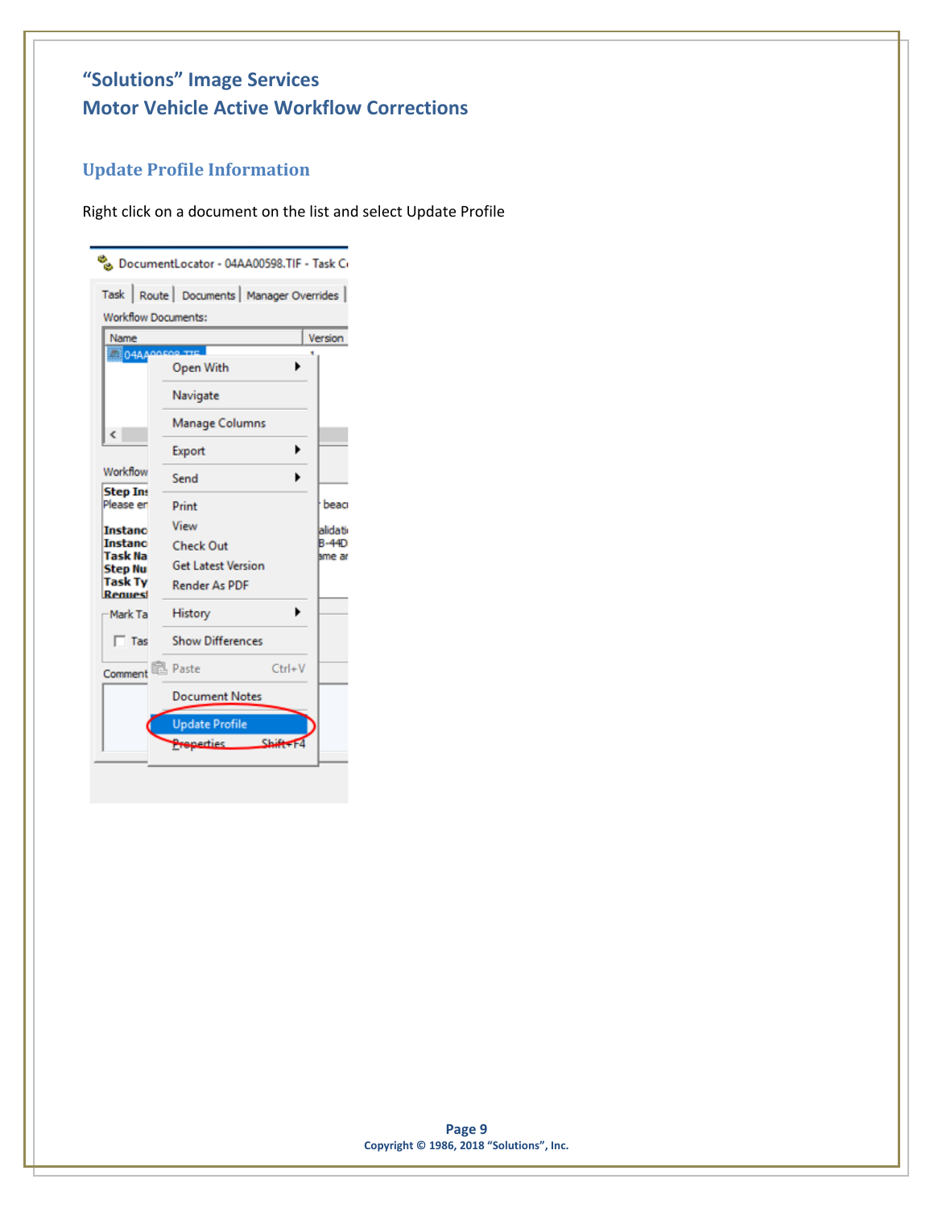## Update Profile Information

Right click on a document on the list and select Update Profile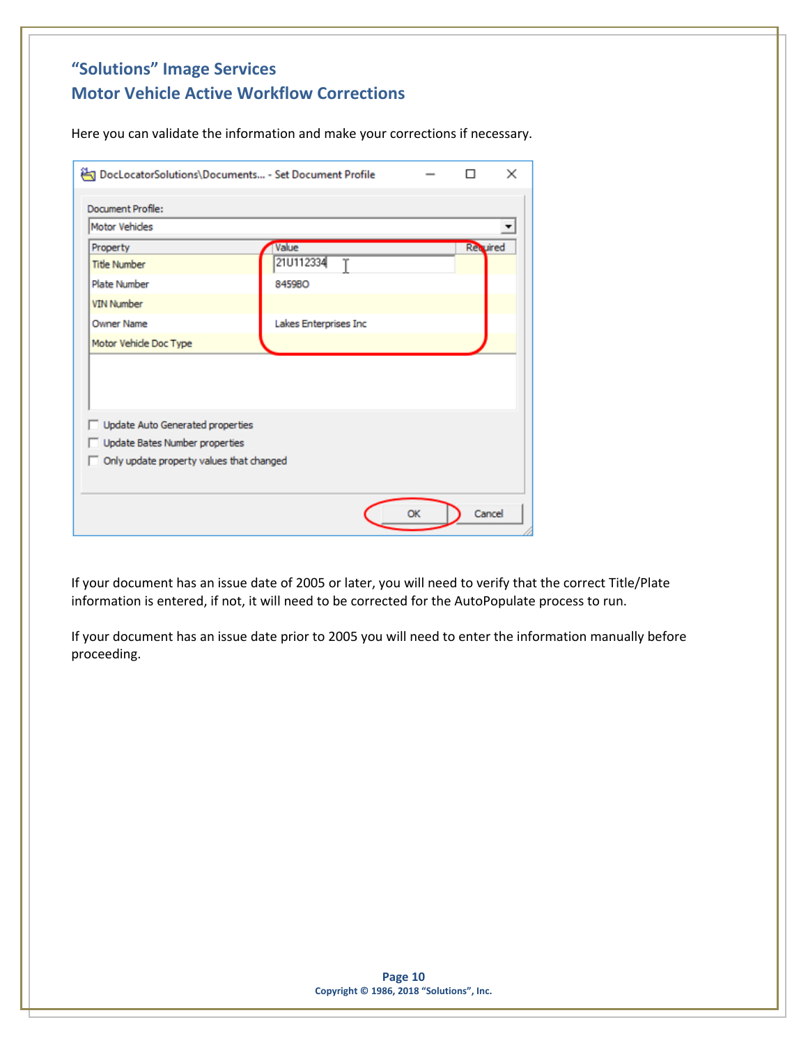## "Solutions" Image Services
## Motor Vehicle Active Workflow Corrections

Here you can validate the information and make your corrections if necessary.

If your document has an issue date of 2005 or later, you will need to verify that the correct Title/Plate information is entered, if not, it will need to be corrected for the AutoPopulate process to run.

If your document has an issue date prior to 2005 you will need to enter the information manually before proceeding.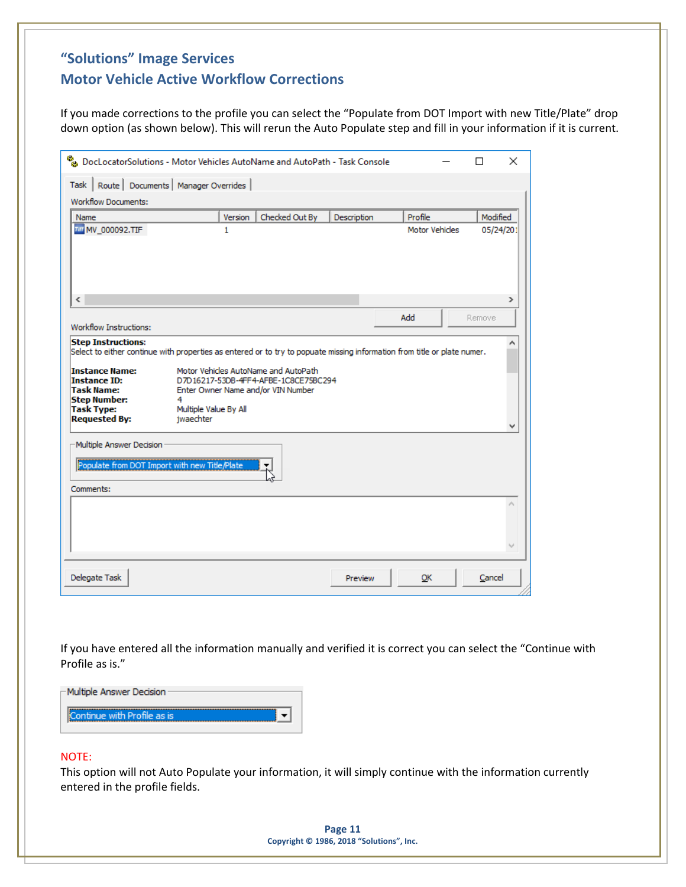## "Solutions" Image Services

## Motor Vehicle Active Workflow Corrections

If you made corrections to the profile you can select the "Populate from DOT Import with new Title/Plate" drop down option (as shown below). This will rerun the Auto Populate step and fill in your information if it is current.

If you have entered all the information manually and verified it is correct you can select the "Continue with Profile as is."

NOTE:

This option will not Auto Populate your information, it will simply continue with the information currently entered in the profile fields.

Copyright © 1986, 2018 "Solutions", Inc.